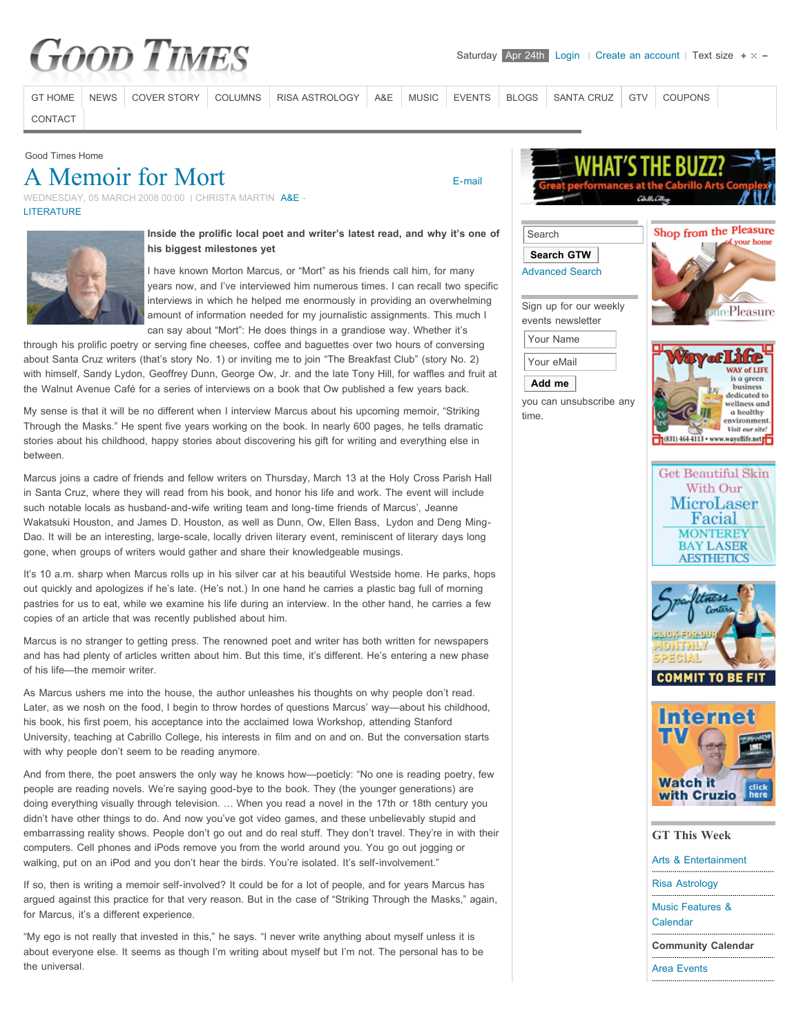# A Memoir for Mort

WEDNESDAY, 05 MARCH 2008 00:00 | CHRISTA MARTIN A&E - LITERATURE

**Inside the prolific local poet and writer's latest read, and why it's one of his biggest milestones yet**

I have known Morton Marcus, or "Mort" as his friends call him, for many years now, and I've interviewed him numerous times. I can recall two specific interviews in which he helped me enormously in providing an overwhelming amount of information needed for my journalistic assignments. This much I can say about "Mort": He does things in a grandiose way. Whether it's through his prolific poetry or serving fine cheeses, coffee and baguettes over two hours of conversing about Santa Cruz writers (that's story No. 1) or inviting me to join "The Breakfast Club" (story No. 2) with himself, Sandy Lydon, Geoffrey Dunn, George Ow, Jr. and the late Tony Hill, for waffles and fruit at the Walnut Avenue Café for a series of interviews on a book that Ow published a few years back.

My sense is that it will be no different when I interview Marcus about his upcoming memoir, "Striking Through the Masks." He spent five years working on the book. In nearly 600 pages, he tells dramatic stories about his childhood, happy stories about discovering his gift for writing and everything else in between.

Marcus joins a cadre of friends and fellow writers on Thursday, March 13 at the Holy Cross Parish Hall in Santa Cruz, where they will read from his book, and honor his life and work. The event will include such notable locals as husband-and-wife writing team and long-time friends of Marcus', Jeanne Wakatsuki Houston, and James D. Houston, as well as Dunn, Ow, Ellen Bass, Lydon and Deng Ming-Dao. It will be an interesting, large-scale, locally driven literary event, reminiscent of literary days long gone, when groups of writers would gather and share their knowledgeable musings.

It's 10 a.m. sharp when Marcus rolls up in his silver car at his beautiful Westside home. He parks, hops out quickly and apologizes if he's late. (He's not.) In one hand he carries a plastic bag full of morning pastries for us to eat, while we examine his life during an interview. In the other hand, he carries a few copies of an article that was recently published about him.

Marcus is no stranger to getting press. The renowned poet and writer has both written for newspapers and has had plenty of articles written about him. But this time, it's different. He's entering a new phase of his life—the memoir writer.

As Marcus ushers me into the house, the author unleashes his thoughts on why people don't read. Later, as we nosh on the food, I begin to throw hordes of questions Marcus' way—about his childhood, his book, his first poem, his acceptance into the acclaimed Iowa Workshop, attending Stanford University, teaching at Cabrillo College, his interests in film and on and on. But the conversation starts with why people don't seem to be reading anymore.

And from there, the poet answers the only way he knows how—poeticly: "No one is reading poetry, few people are reading novels. We're saying good-bye to the book. They (the younger generations) are doing everything visually through television. … When you read a novel in the 17th or 18th century you didn't have other things to do. And now you've got video games, and these unbelievably stupid and embarrassing reality shows. People don't go out and do real stuff. They don't travel. They're in with their computers. Cell phones and iPods remove you from the world around you. You go out jogging or walking, put on an iPod and you don't hear the birds. You're isolated. It's self-involvement."

If so, then is writing a memoir self-involved? It could be for a lot of people, and for years Marcus has argued against this practice for that very reason. But in the case of "Striking Through the Masks," again, for Marcus, it's a different experience.

"My ego is not really that invested in this," he says. "I never write anything about myself unless it is about everyone else. It seems as though I'm writing about myself but I'm not. The personal has to be the universal.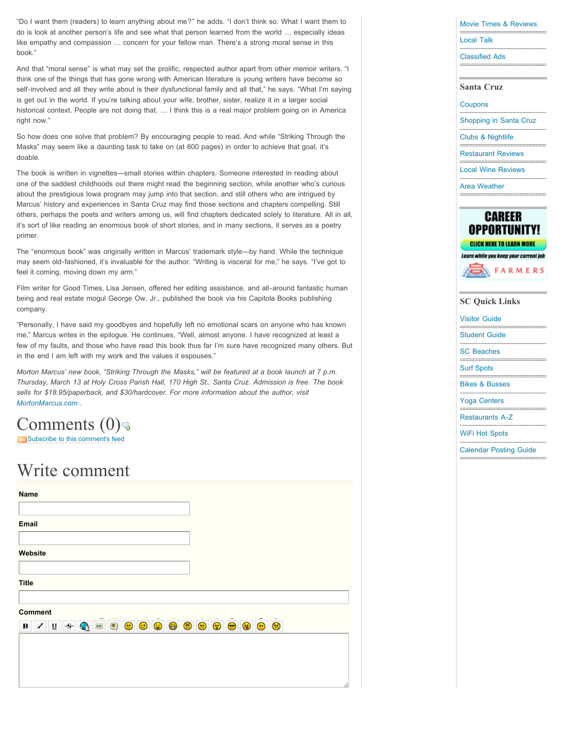"Do I want them (readers) to learn anything about me?" he adds. "I don't think so. What I want them to do is look at another person's life and see what that person learned from the world … especially ideas like empathy and compassion … concern for your fellow man. There's a strong moral sense in this book."

And that "moral sense" is what may set the prolific, respected author apart from other memoir writers. "I think one of the things that has gone wrong with American literature is young writers have become so self-involved and all they write about is their dysfunctional family and all that," he says. "What I'm saying is get out in the world. If you're talking about your wife, brother, sister, realize it in a larger social historical context. People are not doing that. … I think this is a real major problem going on in America right now."

So how does one solve that problem? By encouraging people to read. And while "Striking Through the Masks" may seem like a daunting task to take on (at 600 pages) in order to achieve that goal, it's doable.

The book is written in vignettes—small stories within chapters. Someone interested in reading about one of the saddest childhoods out there might read the beginning section, while another who's curious about the prestigious Iowa program may jump into that section, and still others who are intrigued by Marcus' history and experiences in Santa Cruz may find those sections and chapters compelling. Still others, perhaps the poets and writers among us, will find chapters dedicated solely to literature. All in all, it's sort of like reading an enormous book of short stories, and in many sections, it serves as a poetry primer.

The "enormous book" was originally written in Marcus' trademark style—by hand. While the technique may seem old-fashioned, it's invaluable for the author. "Writing is visceral for me," he says. "I've got to feel it coming, moving down my arm."

Film writer for Good Times, Lisa Jensen, offered her editing assistance, and all-around fantastic human being and real estate mogul George Ow, Jr., published the book via his Capitola Books publishing company.

"Personally, I have said my goodbyes and hopefully left no emotional scars on anyone who has known me," Marcus writes in the epilogue. He continues, "Well, almost anyone. I have recognized at least a few of my faults, and those who have read this book thus far I'm sure have recognized many others. But in the end I am left with my work and the values it espouses."

*Morton Marcus' new book, "Striking Through the Masks," will be featured at a book launch at 7 p.m. Thursday, March 13 at Holy Cross Parish Hall, 170 High St., Santa Cruz. Admission is free. The book sells for $18.95/paperback, and $30/hardcover. For more information about the author, visit MortonMarcus.com .*

# Comments (0)

Subscribe to this comment's feed

# Write comment

Name

Email

Website

Title

Comment

- Movie Times & Reviews
- Local Talk
- Classified Ads

### Santa Cruz

- Coupons
- Shopping in Santa Cruz
- Clubs & Nightlife
- Restaurant Reviews
- Local Wine Reviews
- Area Weather

CAREER OPPORTUNITY! CLICK HERE TO LEARN MORE Learn while you keep your current job FARMERS

### SC Quick Links

- Visitor Guide
- Student Guide
- SC Beaches
- Surf Spots
- Bikes & Busses
- Yoga Centers
- Restaurants A-Z
- WiFi Hot Spots
- Calendar Posting Guide